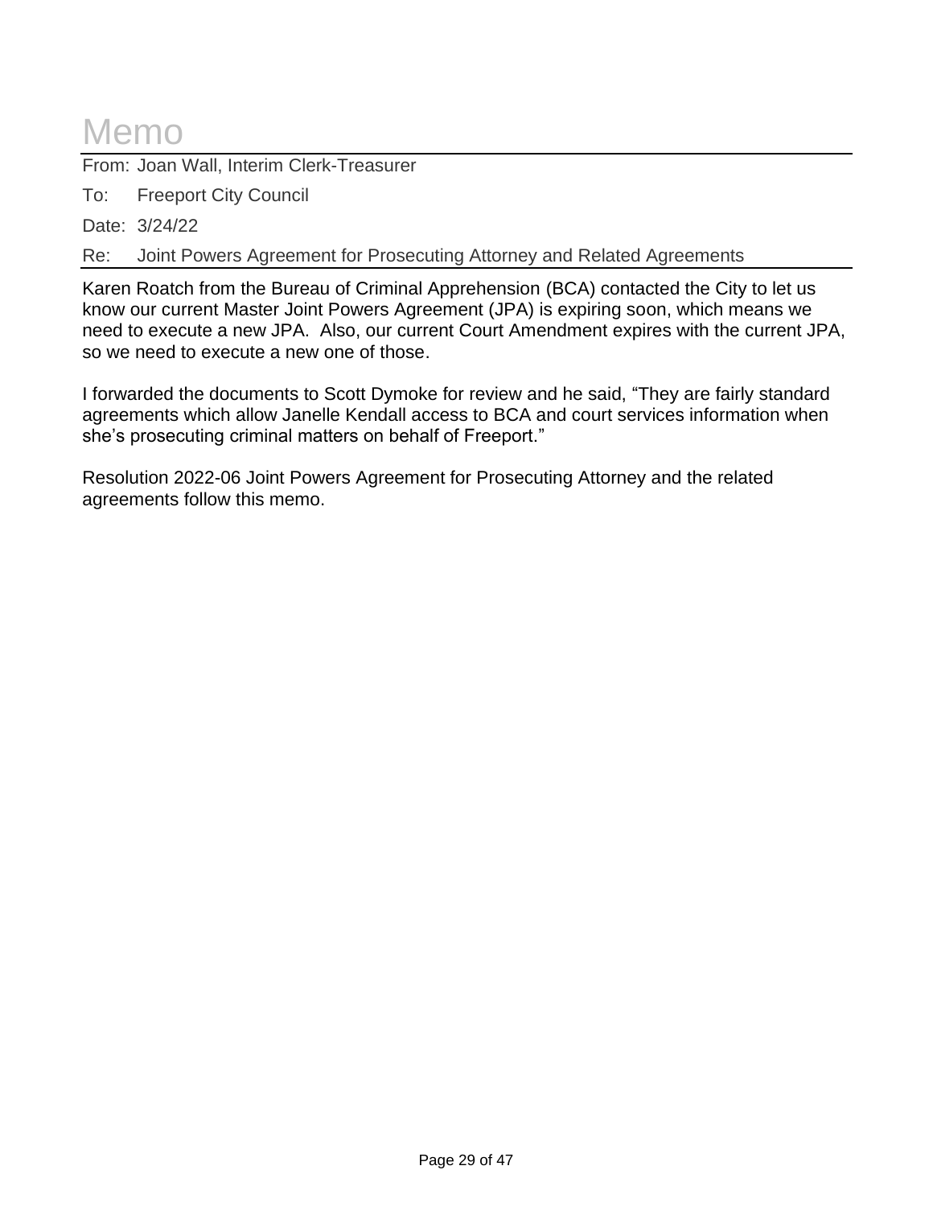# Memo

From: Joan Wall, Interim Clerk-Treasurer

To: Freeport City Council

Date: 3/24/22

Re: Joint Powers Agreement for Prosecuting Attorney and Related Agreements

Karen Roatch from the Bureau of Criminal Apprehension (BCA) contacted the City to let us know our current Master Joint Powers Agreement (JPA) is expiring soon, which means we need to execute a new JPA. Also, our current Court Amendment expires with the current JPA, so we need to execute a new one of those.

I forwarded the documents to Scott Dymoke for review and he said, "They are fairly standard agreements which allow Janelle Kendall access to BCA and court services information when she's prosecuting criminal matters on behalf of Freeport."

Resolution 2022-06 Joint Powers Agreement for Prosecuting Attorney and the related agreements follow this memo.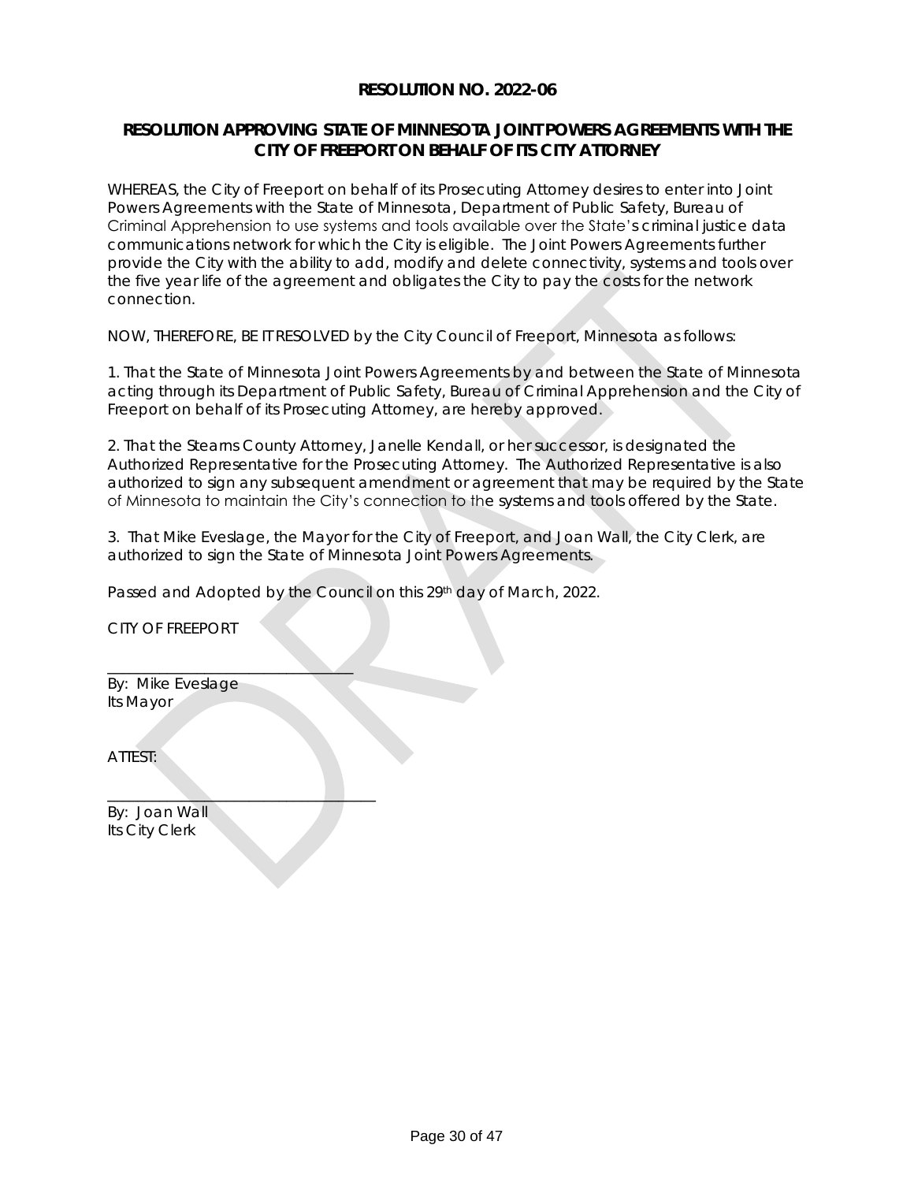**RESOLUTION NO. 2022-06**

**RESOLUTION APPROVING STATE OF MINNESOTA JOINT POWERS AGREEMENTS WITH THE CITY OF FREEPORT ON BEHALF OF ITS CITY ATTORNEY**

WHEREAS, the City of Freeport on behalf of its Prosecuting Attorney desires to enter into Joint Powers Agreements with the State of Minnesota, Department of Public Safety, Bureau of Criminal Apprehension to use systems and tools available over the State's criminal justice data communications network for which the City is eligible. The Joint Powers Agreements further provide the City with the ability to add, modify and delete connectivity, systems and tools over the five year life of the agreement and obligates the City to pay the costs for the network connection.

NOW, THEREFORE, BE IT RESOLVED by the City Council of Freeport, Minnesota as follows:

1. That the State of Minnesota Joint Powers Agreements by and between the State of Minnesota acting through its Department of Public Safety, Bureau of Criminal Apprehension and the City of Freeport on behalf of its Prosecuting Attorney, are hereby approved.

2. That the Stearns County Attorney, Janelle Kendall, or her successor, is designated the Authorized Representative for the Prosecuting Attorney. The Authorized Representative is also authorized to sign any subsequent amendment or agreement that may be required by the State of Minnesota to maintain the City's connection to the systems and tools offered by the State.

3. That Mike Eveslage, the Mayor for the City of Freeport, and Joan Wall, the City Clerk, are authorized to sign the State of Minnesota Joint Powers Agreements.

Passed and Adopted by the Council on this 29th day of March, 2022.

CITY OF FREEPORT

\_\_\_\_\_\_\_\_\_\_\_\_\_\_\_\_\_\_\_\_\_\_\_\_\_\_\_\_\_\_\_\_
By: Mike Eveslage
Its Mayor

ATTEST:

\_\_\_\_\_\_\_\_\_\_\_\_\_\_\_\_\_\_\_\_\_\_\_\_\_\_\_\_\_\_\_\_\_\_\_
By: Joan Wall
Its City Clerk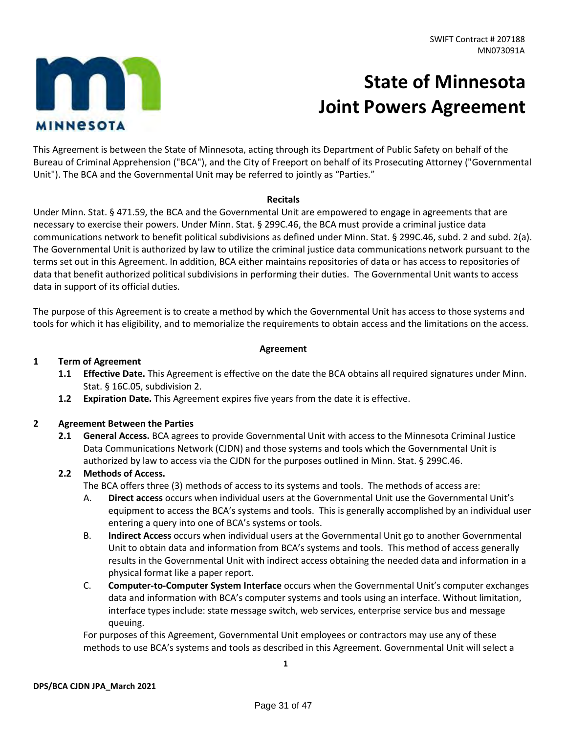SWIFT Contract # 207188
MN073091A

# State of Minnesota Joint Powers Agreement

This Agreement is between the State of Minnesota, acting through its Department of Public Safety on behalf of the Bureau of Criminal Apprehension ("BCA"), and the City of Freeport on behalf of its Prosecuting Attorney ("Governmental Unit"). The BCA and the Governmental Unit may be referred to jointly as "Parties."

**Recitals**

Under Minn. Stat. § 471.59, the BCA and the Governmental Unit are empowered to engage in agreements that are necessary to exercise their powers. Under Minn. Stat. § 299C.46, the BCA must provide a criminal justice data communications network to benefit political subdivisions as defined under Minn. Stat. § 299C.46, subd. 2 and subd. 2(a). The Governmental Unit is authorized by law to utilize the criminal justice data communications network pursuant to the terms set out in this Agreement. In addition, BCA either maintains repositories of data or has access to repositories of data that benefit authorized political subdivisions in performing their duties. The Governmental Unit wants to access data in support of its official duties.

The purpose of this Agreement is to create a method by which the Governmental Unit has access to those systems and tools for which it has eligibility, and to memorialize the requirements to obtain access and the limitations on the access.

**Agreement**

**1 Term of Agreement**

- **1.1 Effective Date.** This Agreement is effective on the date the BCA obtains all required signatures under Minn. Stat. § 16C.05, subdivision 2.
- **1.2 Expiration Date.** This Agreement expires five years from the date it is effective.

**2 Agreement Between the Parties**

- **2.1 General Access.** BCA agrees to provide Governmental Unit with access to the Minnesota Criminal Justice Data Communications Network (CJDN) and those systems and tools which the Governmental Unit is authorized by law to access via the CJDN for the purposes outlined in Minn. Stat. § 299C.46.
- **2.2 Methods of Access.**

  The BCA offers three (3) methods of access to its systems and tools. The methods of access are:

  A. **Direct access** occurs when individual users at the Governmental Unit use the Governmental Unit's equipment to access the BCA's systems and tools. This is generally accomplished by an individual user entering a query into one of BCA's systems or tools.

  B. **Indirect Access** occurs when individual users at the Governmental Unit go to another Governmental Unit to obtain data and information from BCA's systems and tools. This method of access generally results in the Governmental Unit with indirect access obtaining the needed data and information in a physical format like a paper report.

  C. **Computer-to-Computer System Interface** occurs when the Governmental Unit's computer exchanges data and information with BCA's computer systems and tools using an interface. Without limitation, interface types include: state message switch, web services, enterprise service bus and message queuing.

  For purposes of this Agreement, Governmental Unit employees or contractors may use any of these methods to use BCA's systems and tools as described in this Agreement. Governmental Unit will select a

DPS/BCA CJDN JPA_March 2021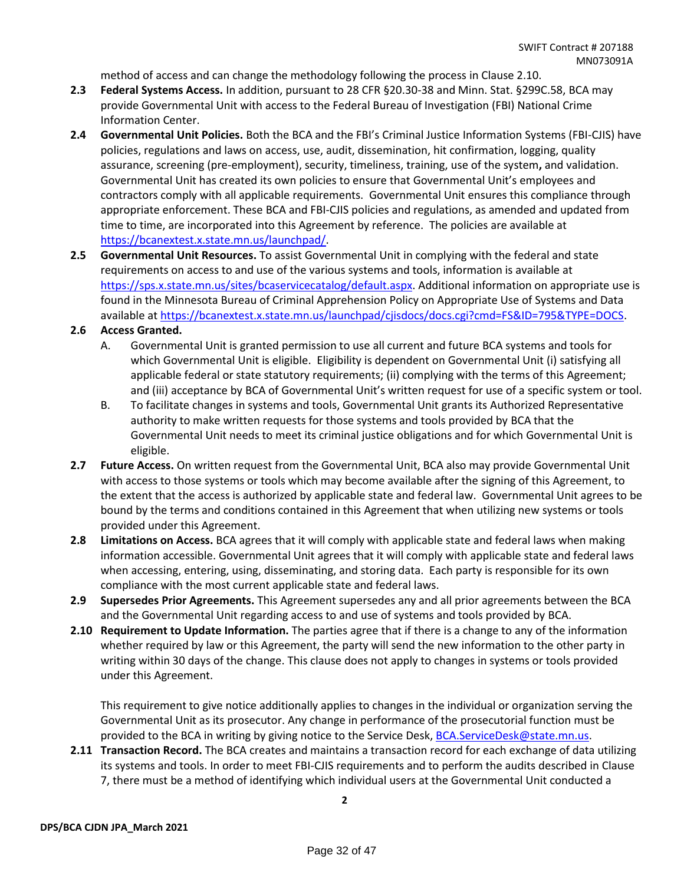method of access and can change the methodology following the process in Clause 2.10.

**2.3 Federal Systems Access.** In addition, pursuant to 28 CFR §20.30-38 and Minn. Stat. §299C.58, BCA may provide Governmental Unit with access to the Federal Bureau of Investigation (FBI) National Crime Information Center.

**2.4 Governmental Unit Policies.** Both the BCA and the FBI's Criminal Justice Information Systems (FBI-CJIS) have policies, regulations and laws on access, use, audit, dissemination, hit confirmation, logging, quality assurance, screening (pre-employment), security, timeliness, training, use of the system**,** and validation. Governmental Unit has created its own policies to ensure that Governmental Unit's employees and contractors comply with all applicable requirements. Governmental Unit ensures this compliance through appropriate enforcement. These BCA and FBI-CJIS policies and regulations, as amended and updated from time to time, are incorporated into this Agreement by reference. The policies are available at https://bcanextest.x.state.mn.us/launchpad/.

**2.5 Governmental Unit Resources.** To assist Governmental Unit in complying with the federal and state requirements on access to and use of the various systems and tools, information is available at https://sps.x.state.mn.us/sites/bcaservicecatalog/default.aspx. Additional information on appropriate use is found in the Minnesota Bureau of Criminal Apprehension Policy on Appropriate Use of Systems and Data available at https://bcanextest.x.state.mn.us/launchpad/cjisdocs/docs.cgi?cmd=FS&ID=795&TYPE=DOCS.

**2.6 Access Granted.**

A. Governmental Unit is granted permission to use all current and future BCA systems and tools for which Governmental Unit is eligible. Eligibility is dependent on Governmental Unit (i) satisfying all applicable federal or state statutory requirements; (ii) complying with the terms of this Agreement; and (iii) acceptance by BCA of Governmental Unit's written request for use of a specific system or tool.

B. To facilitate changes in systems and tools, Governmental Unit grants its Authorized Representative authority to make written requests for those systems and tools provided by BCA that the Governmental Unit needs to meet its criminal justice obligations and for which Governmental Unit is eligible.

**2.7 Future Access.** On written request from the Governmental Unit, BCA also may provide Governmental Unit with access to those systems or tools which may become available after the signing of this Agreement, to the extent that the access is authorized by applicable state and federal law. Governmental Unit agrees to be bound by the terms and conditions contained in this Agreement that when utilizing new systems or tools provided under this Agreement.

**2.8 Limitations on Access.** BCA agrees that it will comply with applicable state and federal laws when making information accessible. Governmental Unit agrees that it will comply with applicable state and federal laws when accessing, entering, using, disseminating, and storing data. Each party is responsible for its own compliance with the most current applicable state and federal laws.

**2.9 Supersedes Prior Agreements.** This Agreement supersedes any and all prior agreements between the BCA and the Governmental Unit regarding access to and use of systems and tools provided by BCA.

**2.10 Requirement to Update Information.** The parties agree that if there is a change to any of the information whether required by law or this Agreement, the party will send the new information to the other party in writing within 30 days of the change. This clause does not apply to changes in systems or tools provided under this Agreement.

This requirement to give notice additionally applies to changes in the individual or organization serving the Governmental Unit as its prosecutor. Any change in performance of the prosecutorial function must be provided to the BCA in writing by giving notice to the Service Desk, BCA.ServiceDesk@state.mn.us.

**2.11 Transaction Record.** The BCA creates and maintains a transaction record for each exchange of data utilizing its systems and tools. In order to meet FBI-CJIS requirements and to perform the audits described in Clause 7, there must be a method of identifying which individual users at the Governmental Unit conducted a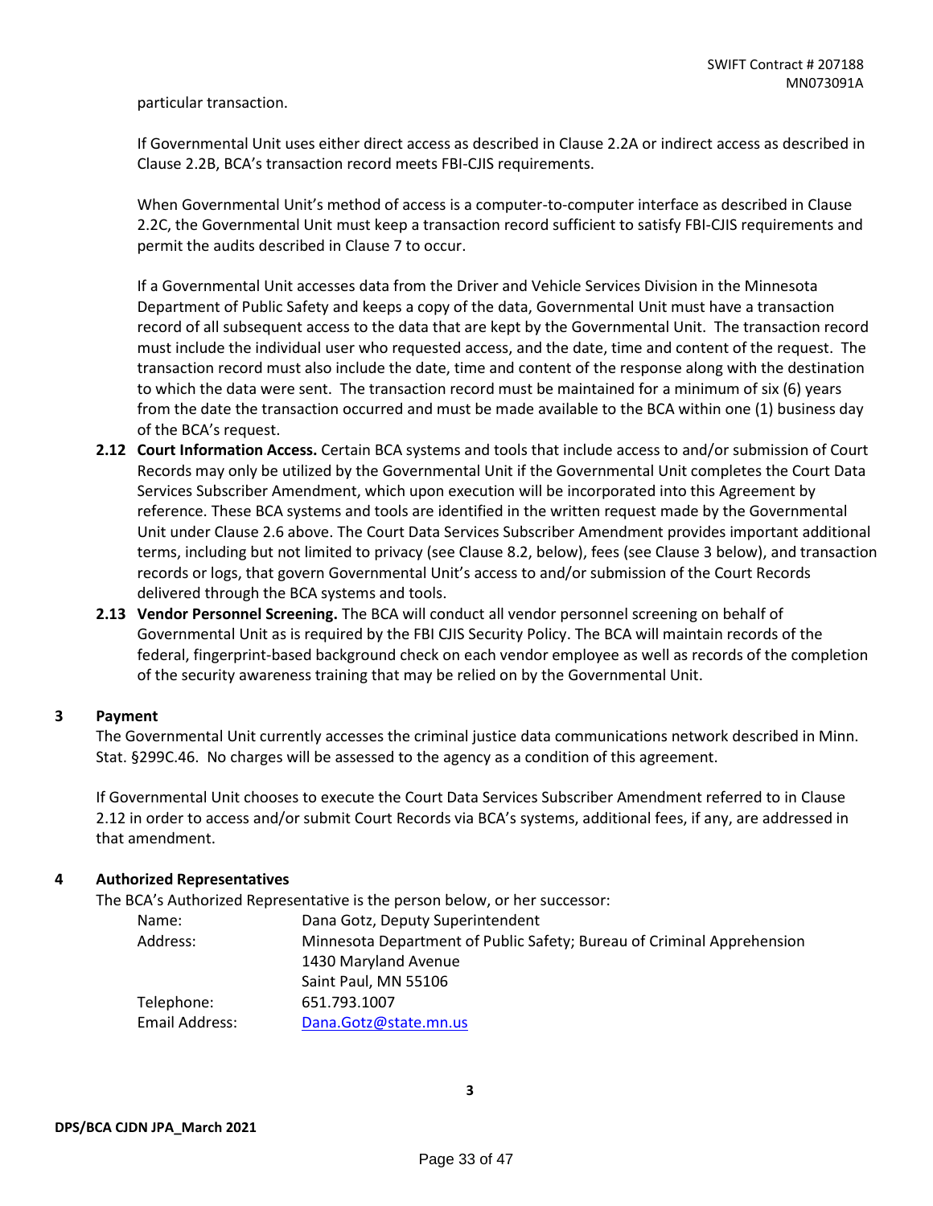particular transaction.

If Governmental Unit uses either direct access as described in Clause 2.2A or indirect access as described in Clause 2.2B, BCA's transaction record meets FBI-CJIS requirements.

When Governmental Unit's method of access is a computer-to-computer interface as described in Clause 2.2C, the Governmental Unit must keep a transaction record sufficient to satisfy FBI-CJIS requirements and permit the audits described in Clause 7 to occur.

If a Governmental Unit accesses data from the Driver and Vehicle Services Division in the Minnesota Department of Public Safety and keeps a copy of the data, Governmental Unit must have a transaction record of all subsequent access to the data that are kept by the Governmental Unit. The transaction record must include the individual user who requested access, and the date, time and content of the request. The transaction record must also include the date, time and content of the response along with the destination to which the data were sent. The transaction record must be maintained for a minimum of six (6) years from the date the transaction occurred and must be made available to the BCA within one (1) business day of the BCA's request.

**2.12 Court Information Access.** Certain BCA systems and tools that include access to and/or submission of Court Records may only be utilized by the Governmental Unit if the Governmental Unit completes the Court Data Services Subscriber Amendment, which upon execution will be incorporated into this Agreement by reference. These BCA systems and tools are identified in the written request made by the Governmental Unit under Clause 2.6 above. The Court Data Services Subscriber Amendment provides important additional terms, including but not limited to privacy (see Clause 8.2, below), fees (see Clause 3 below), and transaction records or logs, that govern Governmental Unit's access to and/or submission of the Court Records delivered through the BCA systems and tools.

**2.13 Vendor Personnel Screening.** The BCA will conduct all vendor personnel screening on behalf of Governmental Unit as is required by the FBI CJIS Security Policy. The BCA will maintain records of the federal, fingerprint-based background check on each vendor employee as well as records of the completion of the security awareness training that may be relied on by the Governmental Unit.

## 3 Payment

The Governmental Unit currently accesses the criminal justice data communications network described in Minn. Stat. §299C.46. No charges will be assessed to the agency as a condition of this agreement.

If Governmental Unit chooses to execute the Court Data Services Subscriber Amendment referred to in Clause 2.12 in order to access and/or submit Court Records via BCA's systems, additional fees, if any, are addressed in that amendment.

## 4 Authorized Representatives

The BCA's Authorized Representative is the person below, or her successor:

| | |
|---|---|
| Name: | Dana Gotz, Deputy Superintendent |
| Address: | Minnesota Department of Public Safety; Bureau of Criminal Apprehension<br>1430 Maryland Avenue<br>Saint Paul, MN 55106 |
| Telephone: | 651.793.1007 |
| Email Address: | Dana.Gotz@state.mn.us |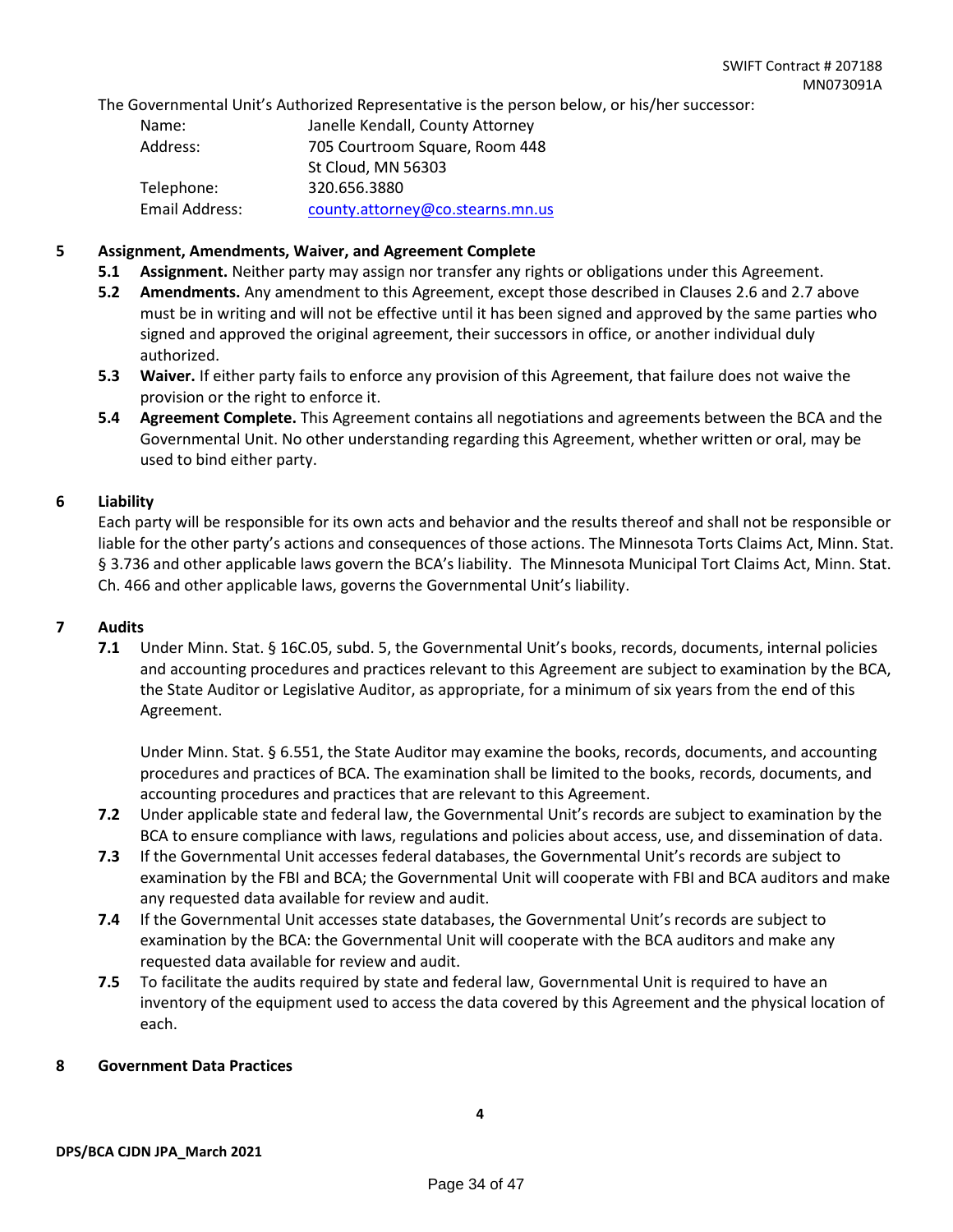The Governmental Unit's Authorized Representative is the person below, or his/her successor:

| | |
|---|---|
| Name: | Janelle Kendall, County Attorney |
| Address: | 705 Courtroom Square, Room 448<br>St Cloud, MN 56303 |
| Telephone: | 320.656.3880 |
| Email Address: | county.attorney@co.stearns.mn.us |

## 5 Assignment, Amendments, Waiver, and Agreement Complete

**5.1 Assignment.** Neither party may assign nor transfer any rights or obligations under this Agreement.

**5.2 Amendments.** Any amendment to this Agreement, except those described in Clauses 2.6 and 2.7 above must be in writing and will not be effective until it has been signed and approved by the same parties who signed and approved the original agreement, their successors in office, or another individual duly authorized.

**5.3 Waiver.** If either party fails to enforce any provision of this Agreement, that failure does not waive the provision or the right to enforce it.

**5.4 Agreement Complete.** This Agreement contains all negotiations and agreements between the BCA and the Governmental Unit. No other understanding regarding this Agreement, whether written or oral, may be used to bind either party.

## 6 Liability

Each party will be responsible for its own acts and behavior and the results thereof and shall not be responsible or liable for the other party's actions and consequences of those actions. The Minnesota Torts Claims Act, Minn. Stat. § 3.736 and other applicable laws govern the BCA's liability. The Minnesota Municipal Tort Claims Act, Minn. Stat. Ch. 466 and other applicable laws, governs the Governmental Unit's liability.

## 7 Audits

**7.1** Under Minn. Stat. § 16C.05, subd. 5, the Governmental Unit's books, records, documents, internal policies and accounting procedures and practices relevant to this Agreement are subject to examination by the BCA, the State Auditor or Legislative Auditor, as appropriate, for a minimum of six years from the end of this Agreement.

Under Minn. Stat. § 6.551, the State Auditor may examine the books, records, documents, and accounting procedures and practices of BCA. The examination shall be limited to the books, records, documents, and accounting procedures and practices that are relevant to this Agreement.

**7.2** Under applicable state and federal law, the Governmental Unit's records are subject to examination by the BCA to ensure compliance with laws, regulations and policies about access, use, and dissemination of data.

**7.3** If the Governmental Unit accesses federal databases, the Governmental Unit's records are subject to examination by the FBI and BCA; the Governmental Unit will cooperate with FBI and BCA auditors and make any requested data available for review and audit.

**7.4** If the Governmental Unit accesses state databases, the Governmental Unit's records are subject to examination by the BCA: the Governmental Unit will cooperate with the BCA auditors and make any requested data available for review and audit.

**7.5** To facilitate the audits required by state and federal law, Governmental Unit is required to have an inventory of the equipment used to access the data covered by this Agreement and the physical location of each.

## 8 Government Data Practices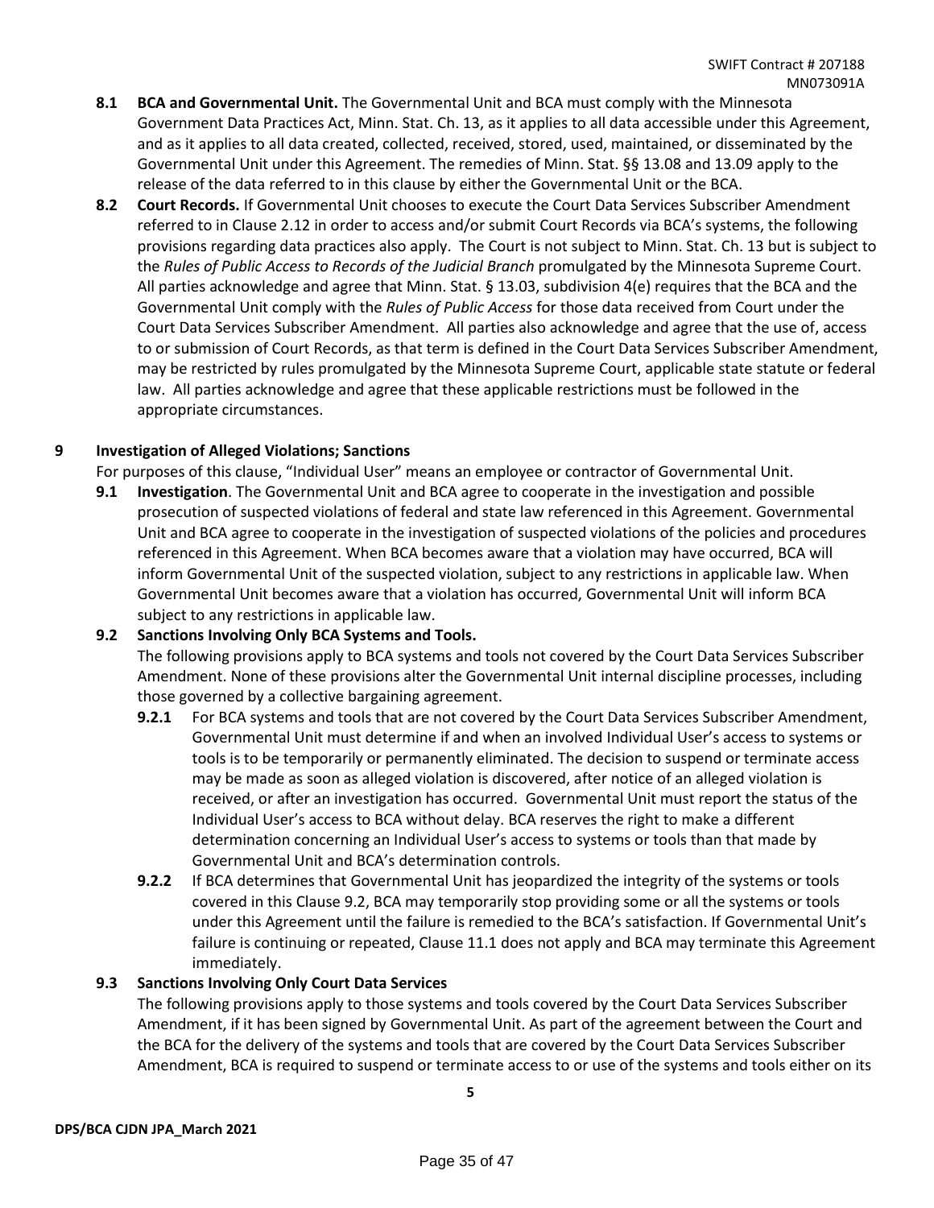**8.1 BCA and Governmental Unit.** The Governmental Unit and BCA must comply with the Minnesota Government Data Practices Act, Minn. Stat. Ch. 13, as it applies to all data accessible under this Agreement, and as it applies to all data created, collected, received, stored, used, maintained, or disseminated by the Governmental Unit under this Agreement. The remedies of Minn. Stat. §§ 13.08 and 13.09 apply to the release of the data referred to in this clause by either the Governmental Unit or the BCA.

**8.2 Court Records.** If Governmental Unit chooses to execute the Court Data Services Subscriber Amendment referred to in Clause 2.12 in order to access and/or submit Court Records via BCA's systems, the following provisions regarding data practices also apply. The Court is not subject to Minn. Stat. Ch. 13 but is subject to the *Rules of Public Access to Records of the Judicial Branch* promulgated by the Minnesota Supreme Court. All parties acknowledge and agree that Minn. Stat. § 13.03, subdivision 4(e) requires that the BCA and the Governmental Unit comply with the *Rules of Public Access* for those data received from Court under the Court Data Services Subscriber Amendment. All parties also acknowledge and agree that the use of, access to or submission of Court Records, as that term is defined in the Court Data Services Subscriber Amendment, may be restricted by rules promulgated by the Minnesota Supreme Court, applicable state statute or federal law. All parties acknowledge and agree that these applicable restrictions must be followed in the appropriate circumstances.

## 9 Investigation of Alleged Violations; Sanctions

For purposes of this clause, "Individual User" means an employee or contractor of Governmental Unit.

**9.1 Investigation**. The Governmental Unit and BCA agree to cooperate in the investigation and possible prosecution of suspected violations of federal and state law referenced in this Agreement. Governmental Unit and BCA agree to cooperate in the investigation of suspected violations of the policies and procedures referenced in this Agreement. When BCA becomes aware that a violation may have occurred, BCA will inform Governmental Unit of the suspected violation, subject to any restrictions in applicable law. When Governmental Unit becomes aware that a violation has occurred, Governmental Unit will inform BCA subject to any restrictions in applicable law.

**9.2 Sanctions Involving Only BCA Systems and Tools.**

The following provisions apply to BCA systems and tools not covered by the Court Data Services Subscriber Amendment. None of these provisions alter the Governmental Unit internal discipline processes, including those governed by a collective bargaining agreement.

**9.2.1** For BCA systems and tools that are not covered by the Court Data Services Subscriber Amendment, Governmental Unit must determine if and when an involved Individual User's access to systems or tools is to be temporarily or permanently eliminated. The decision to suspend or terminate access may be made as soon as alleged violation is discovered, after notice of an alleged violation is received, or after an investigation has occurred. Governmental Unit must report the status of the Individual User's access to BCA without delay. BCA reserves the right to make a different determination concerning an Individual User's access to systems or tools than that made by Governmental Unit and BCA's determination controls.

**9.2.2** If BCA determines that Governmental Unit has jeopardized the integrity of the systems or tools covered in this Clause 9.2, BCA may temporarily stop providing some or all the systems or tools under this Agreement until the failure is remedied to the BCA's satisfaction. If Governmental Unit's failure is continuing or repeated, Clause 11.1 does not apply and BCA may terminate this Agreement immediately.

**9.3 Sanctions Involving Only Court Data Services**

The following provisions apply to those systems and tools covered by the Court Data Services Subscriber Amendment, if it has been signed by Governmental Unit. As part of the agreement between the Court and the BCA for the delivery of the systems and tools that are covered by the Court Data Services Subscriber Amendment, BCA is required to suspend or terminate access to or use of the systems and tools either on its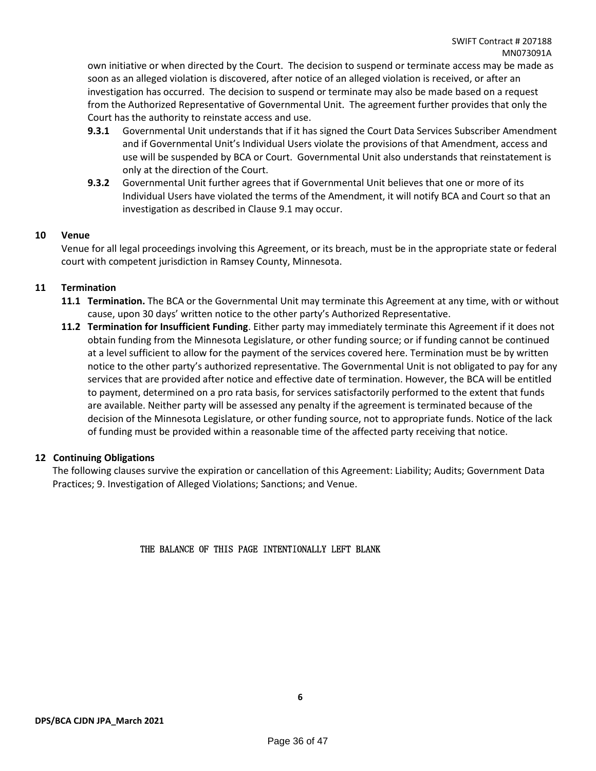own initiative or when directed by the Court. The decision to suspend or terminate access may be made as soon as an alleged violation is discovered, after notice of an alleged violation is received, or after an investigation has occurred. The decision to suspend or terminate may also be made based on a request from the Authorized Representative of Governmental Unit. The agreement further provides that only the Court has the authority to reinstate access and use.

**9.3.1** Governmental Unit understands that if it has signed the Court Data Services Subscriber Amendment and if Governmental Unit's Individual Users violate the provisions of that Amendment, access and use will be suspended by BCA or Court. Governmental Unit also understands that reinstatement is only at the direction of the Court.

**9.3.2** Governmental Unit further agrees that if Governmental Unit believes that one or more of its Individual Users have violated the terms of the Amendment, it will notify BCA and Court so that an investigation as described in Clause 9.1 may occur.

## 10 Venue

Venue for all legal proceedings involving this Agreement, or its breach, must be in the appropriate state or federal court with competent jurisdiction in Ramsey County, Minnesota.

## 11 Termination

**11.1 Termination.** The BCA or the Governmental Unit may terminate this Agreement at any time, with or without cause, upon 30 days' written notice to the other party's Authorized Representative.

**11.2 Termination for Insufficient Funding**. Either party may immediately terminate this Agreement if it does not obtain funding from the Minnesota Legislature, or other funding source; or if funding cannot be continued at a level sufficient to allow for the payment of the services covered here. Termination must be by written notice to the other party's authorized representative. The Governmental Unit is not obligated to pay for any services that are provided after notice and effective date of termination. However, the BCA will be entitled to payment, determined on a pro rata basis, for services satisfactorily performed to the extent that funds are available. Neither party will be assessed any penalty if the agreement is terminated because of the decision of the Minnesota Legislature, or other funding source, not to appropriate funds. Notice of the lack of funding must be provided within a reasonable time of the affected party receiving that notice.

## 12 Continuing Obligations

The following clauses survive the expiration or cancellation of this Agreement: Liability; Audits; Government Data Practices; 9. Investigation of Alleged Violations; Sanctions; and Venue.

THE BALANCE OF THIS PAGE INTENTIONALLY LEFT BLANK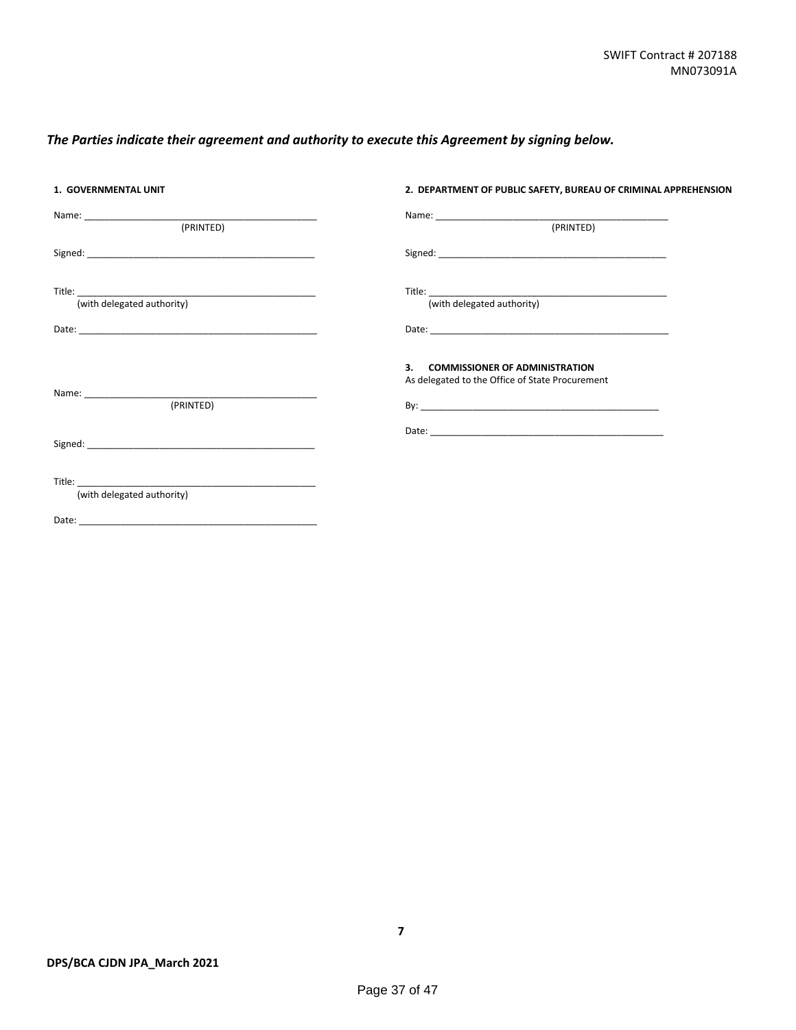SWIFT Contract # 207188
MN073091A

***The Parties indicate their agreement and authority to execute this Agreement by signing below.***

**1. GOVERNMENTAL UNIT**

Name: ______________________________________________
(PRINTED)

Signed: ____________________________________________

Title: ______________________________________________
(with delegated authority)

Date: ______________________________________________

Name: ______________________________________________
(PRINTED)

Signed: ____________________________________________

Title: ______________________________________________
(with delegated authority)

Date: ______________________________________________

**2. DEPARTMENT OF PUBLIC SAFETY, BUREAU OF CRIMINAL APPREHENSION**

Name: ______________________________________________
(PRINTED)

Signed: ____________________________________________

Title: ______________________________________________
(with delegated authority)

Date: ______________________________________________

**3. COMMISSIONER OF ADMINISTRATION**
As delegated to the Office of State Procurement

By: ________________________________________________

Date: ______________________________________________

DPS/BCA CJDN JPA_March 2021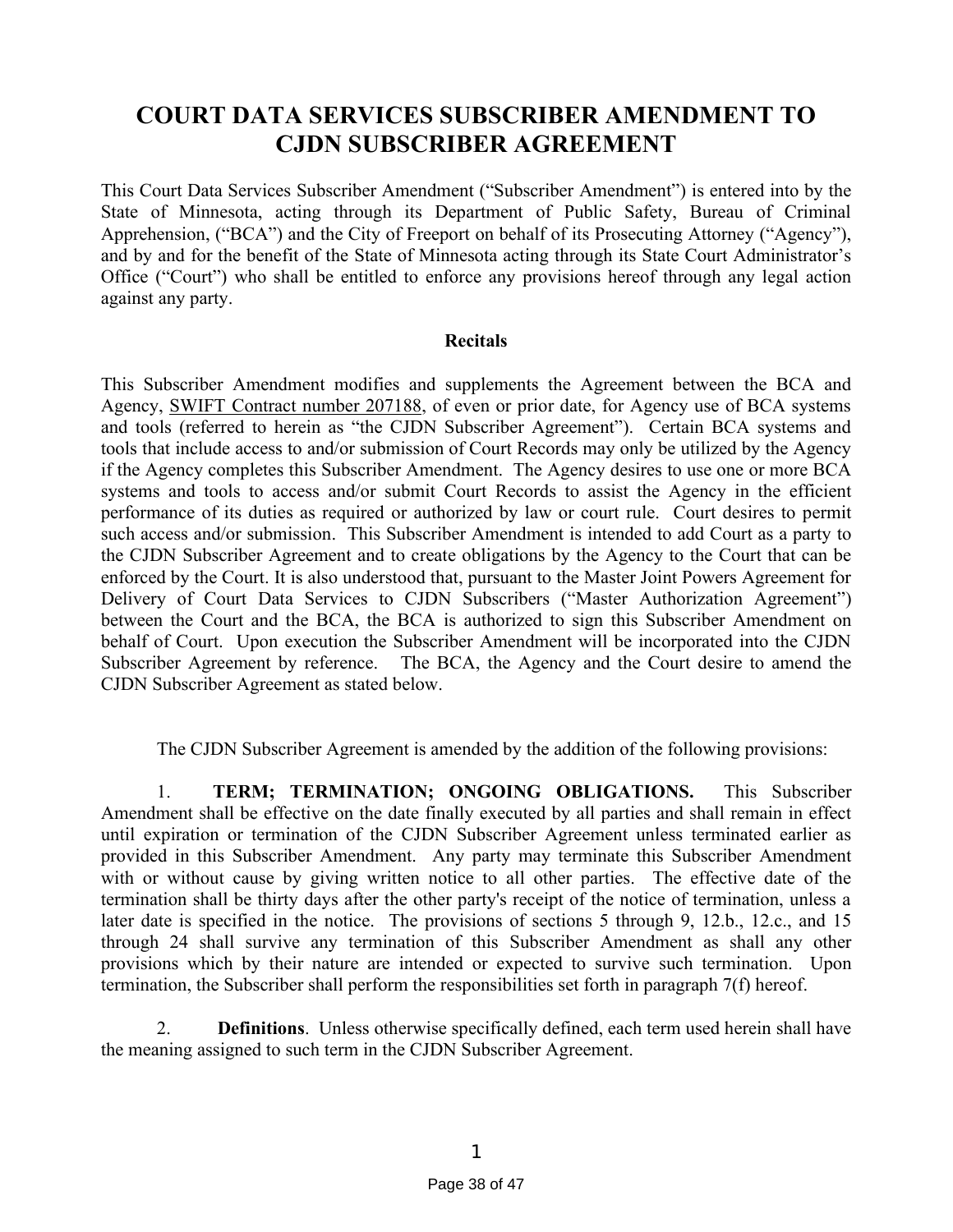# COURT DATA SERVICES SUBSCRIBER AMENDMENT TO CJDN SUBSCRIBER AGREEMENT

This Court Data Services Subscriber Amendment ("Subscriber Amendment") is entered into by the State of Minnesota, acting through its Department of Public Safety, Bureau of Criminal Apprehension, ("BCA") and the City of Freeport on behalf of its Prosecuting Attorney ("Agency"), and by and for the benefit of the State of Minnesota acting through its State Court Administrator's Office ("Court") who shall be entitled to enforce any provisions hereof through any legal action against any party.

**Recitals**

This Subscriber Amendment modifies and supplements the Agreement between the BCA and Agency, SWIFT Contract number 207188, of even or prior date, for Agency use of BCA systems and tools (referred to herein as "the CJDN Subscriber Agreement"). Certain BCA systems and tools that include access to and/or submission of Court Records may only be utilized by the Agency if the Agency completes this Subscriber Amendment. The Agency desires to use one or more BCA systems and tools to access and/or submit Court Records to assist the Agency in the efficient performance of its duties as required or authorized by law or court rule. Court desires to permit such access and/or submission. This Subscriber Amendment is intended to add Court as a party to the CJDN Subscriber Agreement and to create obligations by the Agency to the Court that can be enforced by the Court. It is also understood that, pursuant to the Master Joint Powers Agreement for Delivery of Court Data Services to CJDN Subscribers ("Master Authorization Agreement") between the Court and the BCA, the BCA is authorized to sign this Subscriber Amendment on behalf of Court. Upon execution the Subscriber Amendment will be incorporated into the CJDN Subscriber Agreement by reference. The BCA, the Agency and the Court desire to amend the CJDN Subscriber Agreement as stated below.

The CJDN Subscriber Agreement is amended by the addition of the following provisions:

1. **TERM; TERMINATION; ONGOING OBLIGATIONS.** This Subscriber Amendment shall be effective on the date finally executed by all parties and shall remain in effect until expiration or termination of the CJDN Subscriber Agreement unless terminated earlier as provided in this Subscriber Amendment. Any party may terminate this Subscriber Amendment with or without cause by giving written notice to all other parties. The effective date of the termination shall be thirty days after the other party's receipt of the notice of termination, unless a later date is specified in the notice. The provisions of sections 5 through 9, 12.b., 12.c., and 15 through 24 shall survive any termination of this Subscriber Amendment as shall any other provisions which by their nature are intended or expected to survive such termination. Upon termination, the Subscriber shall perform the responsibilities set forth in paragraph 7(f) hereof.

2. **Definitions**. Unless otherwise specifically defined, each term used herein shall have the meaning assigned to such term in the CJDN Subscriber Agreement.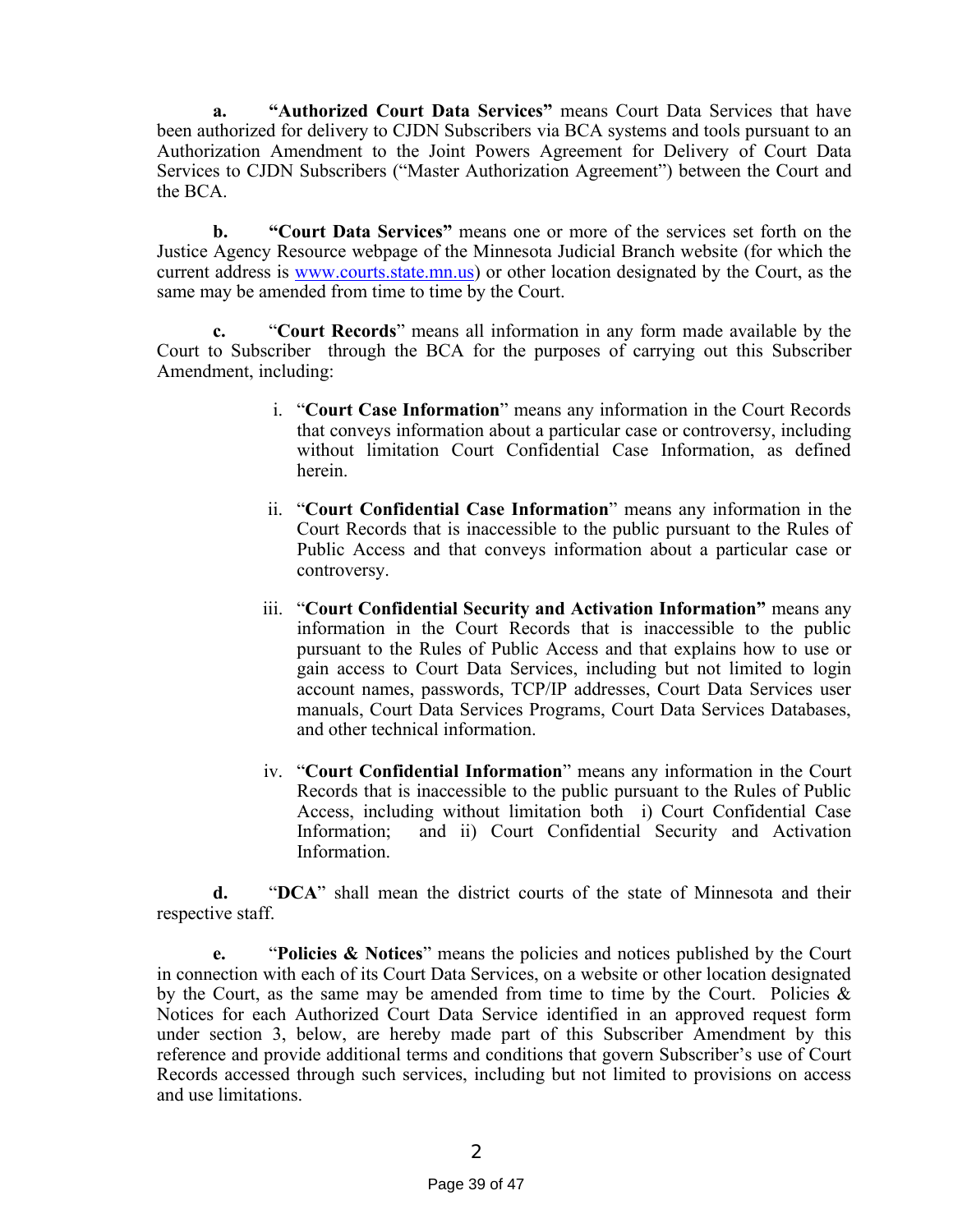**a. "Authorized Court Data Services"** means Court Data Services that have been authorized for delivery to CJDN Subscribers via BCA systems and tools pursuant to an Authorization Amendment to the Joint Powers Agreement for Delivery of Court Data Services to CJDN Subscribers ("Master Authorization Agreement") between the Court and the BCA.

**b. "Court Data Services"** means one or more of the services set forth on the Justice Agency Resource webpage of the Minnesota Judicial Branch website (for which the current address is www.courts.state.mn.us) or other location designated by the Court, as the same may be amended from time to time by the Court.

**c.** "**Court Records**" means all information in any form made available by the Court to Subscriber through the BCA for the purposes of carrying out this Subscriber Amendment, including:

i. "**Court Case Information**" means any information in the Court Records that conveys information about a particular case or controversy, including without limitation Court Confidential Case Information, as defined herein.

ii. "**Court Confidential Case Information**" means any information in the Court Records that is inaccessible to the public pursuant to the Rules of Public Access and that conveys information about a particular case or controversy.

iii. "**Court Confidential Security and Activation Information"** means any information in the Court Records that is inaccessible to the public pursuant to the Rules of Public Access and that explains how to use or gain access to Court Data Services, including but not limited to login account names, passwords, TCP/IP addresses, Court Data Services user manuals, Court Data Services Programs, Court Data Services Databases, and other technical information.

iv. "**Court Confidential Information**" means any information in the Court Records that is inaccessible to the public pursuant to the Rules of Public Access, including without limitation both i) Court Confidential Case Information; and ii) Court Confidential Security and Activation Information.

**d.** "**DCA**" shall mean the district courts of the state of Minnesota and their respective staff.

**e.** "**Policies & Notices**" means the policies and notices published by the Court in connection with each of its Court Data Services, on a website or other location designated by the Court, as the same may be amended from time to time by the Court. Policies & Notices for each Authorized Court Data Service identified in an approved request form under section 3, below, are hereby made part of this Subscriber Amendment by this reference and provide additional terms and conditions that govern Subscriber's use of Court Records accessed through such services, including but not limited to provisions on access and use limitations.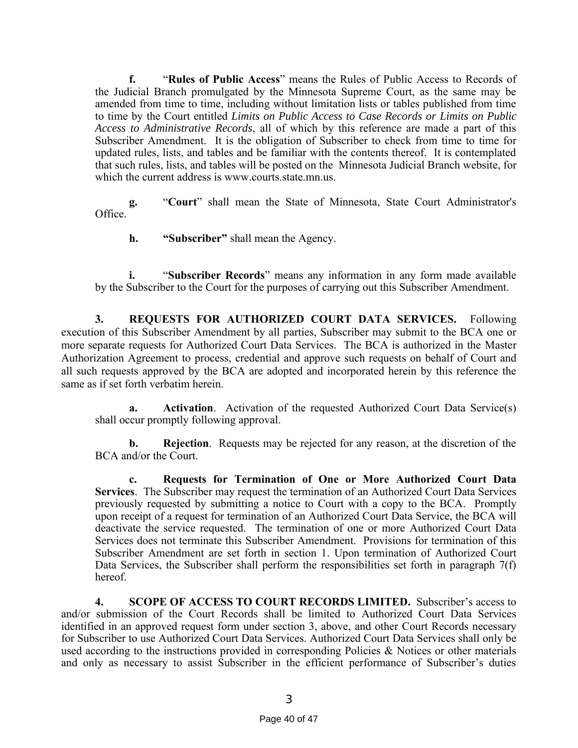**f.** "**Rules of Public Access**" means the Rules of Public Access to Records of the Judicial Branch promulgated by the Minnesota Supreme Court, as the same may be amended from time to time, including without limitation lists or tables published from time to time by the Court entitled *Limits on Public Access to Case Records or Limits on Public Access to Administrative Records*, all of which by this reference are made a part of this Subscriber Amendment. It is the obligation of Subscriber to check from time to time for updated rules, lists, and tables and be familiar with the contents thereof. It is contemplated that such rules, lists, and tables will be posted on the Minnesota Judicial Branch website, for which the current address is www.courts.state.mn.us.

**g.** "**Court**" shall mean the State of Minnesota, State Court Administrator's Office.

**h.** **"Subscriber"** shall mean the Agency.

**i.** "**Subscriber Records**" means any information in any form made available by the Subscriber to the Court for the purposes of carrying out this Subscriber Amendment.

**3. REQUESTS FOR AUTHORIZED COURT DATA SERVICES.** Following execution of this Subscriber Amendment by all parties, Subscriber may submit to the BCA one or more separate requests for Authorized Court Data Services. The BCA is authorized in the Master Authorization Agreement to process, credential and approve such requests on behalf of Court and all such requests approved by the BCA are adopted and incorporated herein by this reference the same as if set forth verbatim herein.

**a. Activation**. Activation of the requested Authorized Court Data Service(s) shall occur promptly following approval.

**b. Rejection**. Requests may be rejected for any reason, at the discretion of the BCA and/or the Court.

**c. Requests for Termination of One or More Authorized Court Data Services**. The Subscriber may request the termination of an Authorized Court Data Services previously requested by submitting a notice to Court with a copy to the BCA. Promptly upon receipt of a request for termination of an Authorized Court Data Service, the BCA will deactivate the service requested. The termination of one or more Authorized Court Data Services does not terminate this Subscriber Amendment. Provisions for termination of this Subscriber Amendment are set forth in section 1. Upon termination of Authorized Court Data Services, the Subscriber shall perform the responsibilities set forth in paragraph 7(f) hereof.

**4. SCOPE OF ACCESS TO COURT RECORDS LIMITED.** Subscriber's access to and/or submission of the Court Records shall be limited to Authorized Court Data Services identified in an approved request form under section 3, above, and other Court Records necessary for Subscriber to use Authorized Court Data Services. Authorized Court Data Services shall only be used according to the instructions provided in corresponding Policies & Notices or other materials and only as necessary to assist Subscriber in the efficient performance of Subscriber's duties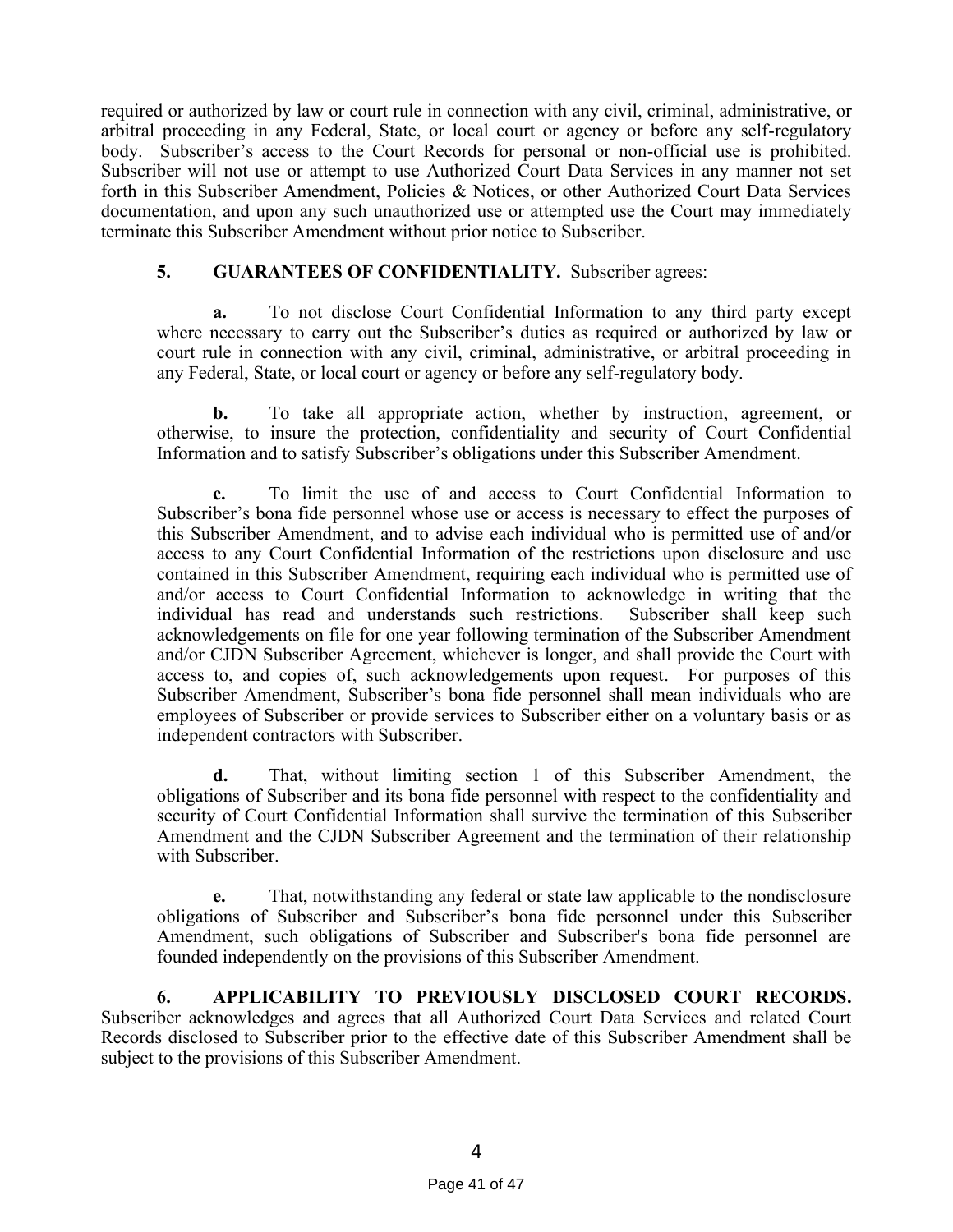required or authorized by law or court rule in connection with any civil, criminal, administrative, or arbitral proceeding in any Federal, State, or local court or agency or before any self-regulatory body. Subscriber's access to the Court Records for personal or non-official use is prohibited. Subscriber will not use or attempt to use Authorized Court Data Services in any manner not set forth in this Subscriber Amendment, Policies & Notices, or other Authorized Court Data Services documentation, and upon any such unauthorized use or attempted use the Court may immediately terminate this Subscriber Amendment without prior notice to Subscriber.

**5. GUARANTEES OF CONFIDENTIALITY.** Subscriber agrees:

**a.** To not disclose Court Confidential Information to any third party except where necessary to carry out the Subscriber's duties as required or authorized by law or court rule in connection with any civil, criminal, administrative, or arbitral proceeding in any Federal, State, or local court or agency or before any self-regulatory body.

**b.** To take all appropriate action, whether by instruction, agreement, or otherwise, to insure the protection, confidentiality and security of Court Confidential Information and to satisfy Subscriber's obligations under this Subscriber Amendment.

**c.** To limit the use of and access to Court Confidential Information to Subscriber's bona fide personnel whose use or access is necessary to effect the purposes of this Subscriber Amendment, and to advise each individual who is permitted use of and/or access to any Court Confidential Information of the restrictions upon disclosure and use contained in this Subscriber Amendment, requiring each individual who is permitted use of and/or access to Court Confidential Information to acknowledge in writing that the individual has read and understands such restrictions. Subscriber shall keep such acknowledgements on file for one year following termination of the Subscriber Amendment and/or CJDN Subscriber Agreement, whichever is longer, and shall provide the Court with access to, and copies of, such acknowledgements upon request. For purposes of this Subscriber Amendment, Subscriber's bona fide personnel shall mean individuals who are employees of Subscriber or provide services to Subscriber either on a voluntary basis or as independent contractors with Subscriber.

**d.** That, without limiting section 1 of this Subscriber Amendment, the obligations of Subscriber and its bona fide personnel with respect to the confidentiality and security of Court Confidential Information shall survive the termination of this Subscriber Amendment and the CJDN Subscriber Agreement and the termination of their relationship with Subscriber.

**e.** That, notwithstanding any federal or state law applicable to the nondisclosure obligations of Subscriber and Subscriber's bona fide personnel under this Subscriber Amendment, such obligations of Subscriber and Subscriber's bona fide personnel are founded independently on the provisions of this Subscriber Amendment.

**6. APPLICABILITY TO PREVIOUSLY DISCLOSED COURT RECORDS.** Subscriber acknowledges and agrees that all Authorized Court Data Services and related Court Records disclosed to Subscriber prior to the effective date of this Subscriber Amendment shall be subject to the provisions of this Subscriber Amendment.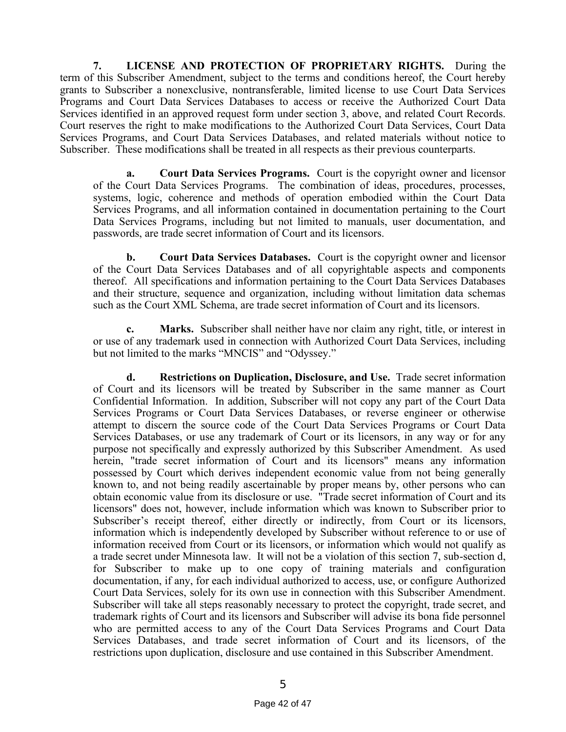**7. LICENSE AND PROTECTION OF PROPRIETARY RIGHTS.** During the term of this Subscriber Amendment, subject to the terms and conditions hereof, the Court hereby grants to Subscriber a nonexclusive, nontransferable, limited license to use Court Data Services Programs and Court Data Services Databases to access or receive the Authorized Court Data Services identified in an approved request form under section 3, above, and related Court Records. Court reserves the right to make modifications to the Authorized Court Data Services, Court Data Services Programs, and Court Data Services Databases, and related materials without notice to Subscriber. These modifications shall be treated in all respects as their previous counterparts.

**a. Court Data Services Programs.** Court is the copyright owner and licensor of the Court Data Services Programs. The combination of ideas, procedures, processes, systems, logic, coherence and methods of operation embodied within the Court Data Services Programs, and all information contained in documentation pertaining to the Court Data Services Programs, including but not limited to manuals, user documentation, and passwords, are trade secret information of Court and its licensors.

**b. Court Data Services Databases.** Court is the copyright owner and licensor of the Court Data Services Databases and of all copyrightable aspects and components thereof. All specifications and information pertaining to the Court Data Services Databases and their structure, sequence and organization, including without limitation data schemas such as the Court XML Schema, are trade secret information of Court and its licensors.

**c. Marks.** Subscriber shall neither have nor claim any right, title, or interest in or use of any trademark used in connection with Authorized Court Data Services, including but not limited to the marks "MNCIS" and "Odyssey."

**d. Restrictions on Duplication, Disclosure, and Use.** Trade secret information of Court and its licensors will be treated by Subscriber in the same manner as Court Confidential Information. In addition, Subscriber will not copy any part of the Court Data Services Programs or Court Data Services Databases, or reverse engineer or otherwise attempt to discern the source code of the Court Data Services Programs or Court Data Services Databases, or use any trademark of Court or its licensors, in any way or for any purpose not specifically and expressly authorized by this Subscriber Amendment. As used herein, "trade secret information of Court and its licensors" means any information possessed by Court which derives independent economic value from not being generally known to, and not being readily ascertainable by proper means by, other persons who can obtain economic value from its disclosure or use. "Trade secret information of Court and its licensors" does not, however, include information which was known to Subscriber prior to Subscriber's receipt thereof, either directly or indirectly, from Court or its licensors, information which is independently developed by Subscriber without reference to or use of information received from Court or its licensors, or information which would not qualify as a trade secret under Minnesota law. It will not be a violation of this section 7, sub-section d, for Subscriber to make up to one copy of training materials and configuration documentation, if any, for each individual authorized to access, use, or configure Authorized Court Data Services, solely for its own use in connection with this Subscriber Amendment. Subscriber will take all steps reasonably necessary to protect the copyright, trade secret, and trademark rights of Court and its licensors and Subscriber will advise its bona fide personnel who are permitted access to any of the Court Data Services Programs and Court Data Services Databases, and trade secret information of Court and its licensors, of the restrictions upon duplication, disclosure and use contained in this Subscriber Amendment.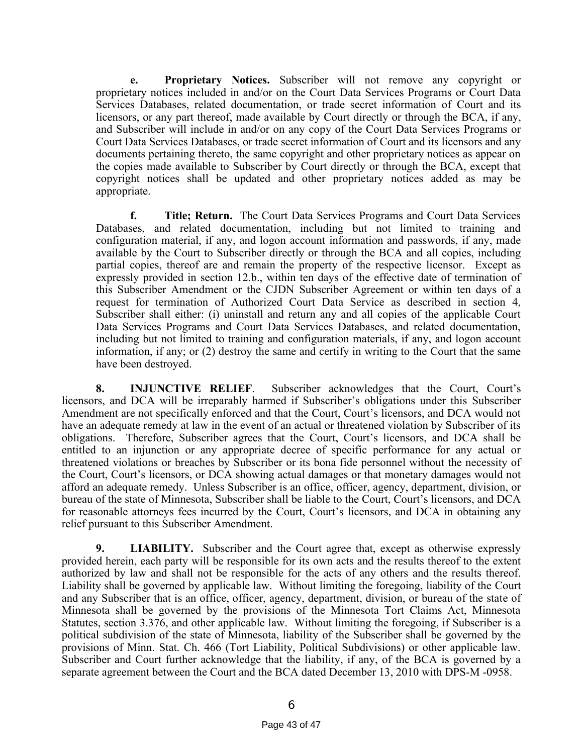**e. Proprietary Notices.** Subscriber will not remove any copyright or proprietary notices included in and/or on the Court Data Services Programs or Court Data Services Databases, related documentation, or trade secret information of Court and its licensors, or any part thereof, made available by Court directly or through the BCA, if any, and Subscriber will include in and/or on any copy of the Court Data Services Programs or Court Data Services Databases, or trade secret information of Court and its licensors and any documents pertaining thereto, the same copyright and other proprietary notices as appear on the copies made available to Subscriber by Court directly or through the BCA, except that copyright notices shall be updated and other proprietary notices added as may be appropriate.

**f. Title; Return.** The Court Data Services Programs and Court Data Services Databases, and related documentation, including but not limited to training and configuration material, if any, and logon account information and passwords, if any, made available by the Court to Subscriber directly or through the BCA and all copies, including partial copies, thereof are and remain the property of the respective licensor. Except as expressly provided in section 12.b., within ten days of the effective date of termination of this Subscriber Amendment or the CJDN Subscriber Agreement or within ten days of a request for termination of Authorized Court Data Service as described in section 4, Subscriber shall either: (i) uninstall and return any and all copies of the applicable Court Data Services Programs and Court Data Services Databases, and related documentation, including but not limited to training and configuration materials, if any, and logon account information, if any; or (2) destroy the same and certify in writing to the Court that the same have been destroyed.

**8. INJUNCTIVE RELIEF**. Subscriber acknowledges that the Court, Court's licensors, and DCA will be irreparably harmed if Subscriber's obligations under this Subscriber Amendment are not specifically enforced and that the Court, Court's licensors, and DCA would not have an adequate remedy at law in the event of an actual or threatened violation by Subscriber of its obligations. Therefore, Subscriber agrees that the Court, Court's licensors, and DCA shall be entitled to an injunction or any appropriate decree of specific performance for any actual or threatened violations or breaches by Subscriber or its bona fide personnel without the necessity of the Court, Court's licensors, or DCA showing actual damages or that monetary damages would not afford an adequate remedy. Unless Subscriber is an office, officer, agency, department, division, or bureau of the state of Minnesota, Subscriber shall be liable to the Court, Court's licensors, and DCA for reasonable attorneys fees incurred by the Court, Court's licensors, and DCA in obtaining any relief pursuant to this Subscriber Amendment.

**9. LIABILITY.** Subscriber and the Court agree that, except as otherwise expressly provided herein, each party will be responsible for its own acts and the results thereof to the extent authorized by law and shall not be responsible for the acts of any others and the results thereof. Liability shall be governed by applicable law. Without limiting the foregoing, liability of the Court and any Subscriber that is an office, officer, agency, department, division, or bureau of the state of Minnesota shall be governed by the provisions of the Minnesota Tort Claims Act, Minnesota Statutes, section 3.376, and other applicable law. Without limiting the foregoing, if Subscriber is a political subdivision of the state of Minnesota, liability of the Subscriber shall be governed by the provisions of Minn. Stat. Ch. 466 (Tort Liability, Political Subdivisions) or other applicable law. Subscriber and Court further acknowledge that the liability, if any, of the BCA is governed by a separate agreement between the Court and the BCA dated December 13, 2010 with DPS-M -0958.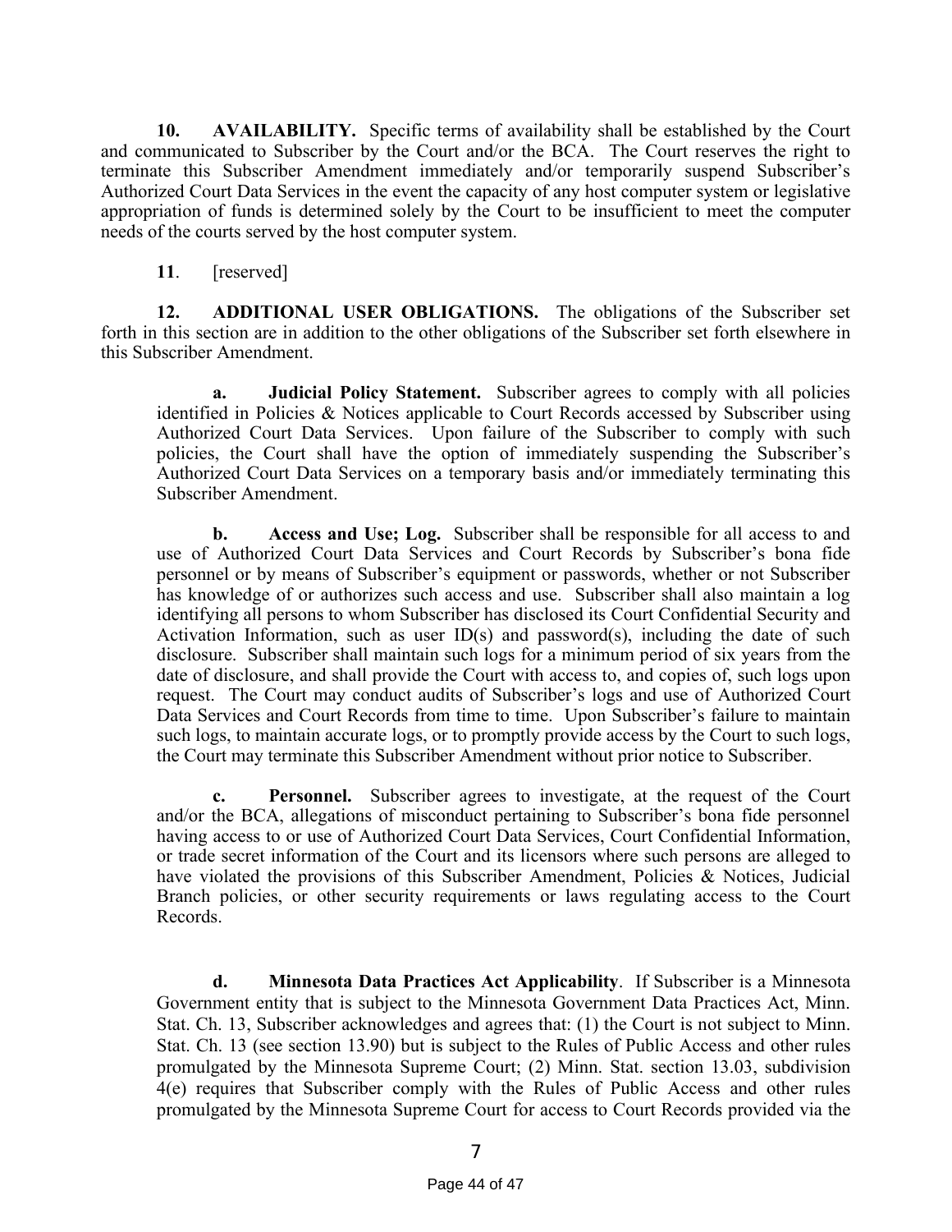**10. AVAILABILITY.** Specific terms of availability shall be established by the Court and communicated to Subscriber by the Court and/or the BCA. The Court reserves the right to terminate this Subscriber Amendment immediately and/or temporarily suspend Subscriber's Authorized Court Data Services in the event the capacity of any host computer system or legislative appropriation of funds is determined solely by the Court to be insufficient to meet the computer needs of the courts served by the host computer system.

**11**. [reserved]

**12. ADDITIONAL USER OBLIGATIONS.** The obligations of the Subscriber set forth in this section are in addition to the other obligations of the Subscriber set forth elsewhere in this Subscriber Amendment.

> **a. Judicial Policy Statement.** Subscriber agrees to comply with all policies identified in Policies & Notices applicable to Court Records accessed by Subscriber using Authorized Court Data Services. Upon failure of the Subscriber to comply with such policies, the Court shall have the option of immediately suspending the Subscriber's Authorized Court Data Services on a temporary basis and/or immediately terminating this Subscriber Amendment.
>
> **b. Access and Use; Log.** Subscriber shall be responsible for all access to and use of Authorized Court Data Services and Court Records by Subscriber's bona fide personnel or by means of Subscriber's equipment or passwords, whether or not Subscriber has knowledge of or authorizes such access and use. Subscriber shall also maintain a log identifying all persons to whom Subscriber has disclosed its Court Confidential Security and Activation Information, such as user ID(s) and password(s), including the date of such disclosure. Subscriber shall maintain such logs for a minimum period of six years from the date of disclosure, and shall provide the Court with access to, and copies of, such logs upon request. The Court may conduct audits of Subscriber's logs and use of Authorized Court Data Services and Court Records from time to time. Upon Subscriber's failure to maintain such logs, to maintain accurate logs, or to promptly provide access by the Court to such logs, the Court may terminate this Subscriber Amendment without prior notice to Subscriber.
>
> **c. Personnel.** Subscriber agrees to investigate, at the request of the Court and/or the BCA, allegations of misconduct pertaining to Subscriber's bona fide personnel having access to or use of Authorized Court Data Services, Court Confidential Information, or trade secret information of the Court and its licensors where such persons are alleged to have violated the provisions of this Subscriber Amendment, Policies & Notices, Judicial Branch policies, or other security requirements or laws regulating access to the Court Records.
>
> **d. Minnesota Data Practices Act Applicability**. If Subscriber is a Minnesota Government entity that is subject to the Minnesota Government Data Practices Act, Minn. Stat. Ch. 13, Subscriber acknowledges and agrees that: (1) the Court is not subject to Minn. Stat. Ch. 13 (see section 13.90) but is subject to the Rules of Public Access and other rules promulgated by the Minnesota Supreme Court; (2) Minn. Stat. section 13.03, subdivision 4(e) requires that Subscriber comply with the Rules of Public Access and other rules promulgated by the Minnesota Supreme Court for access to Court Records provided via the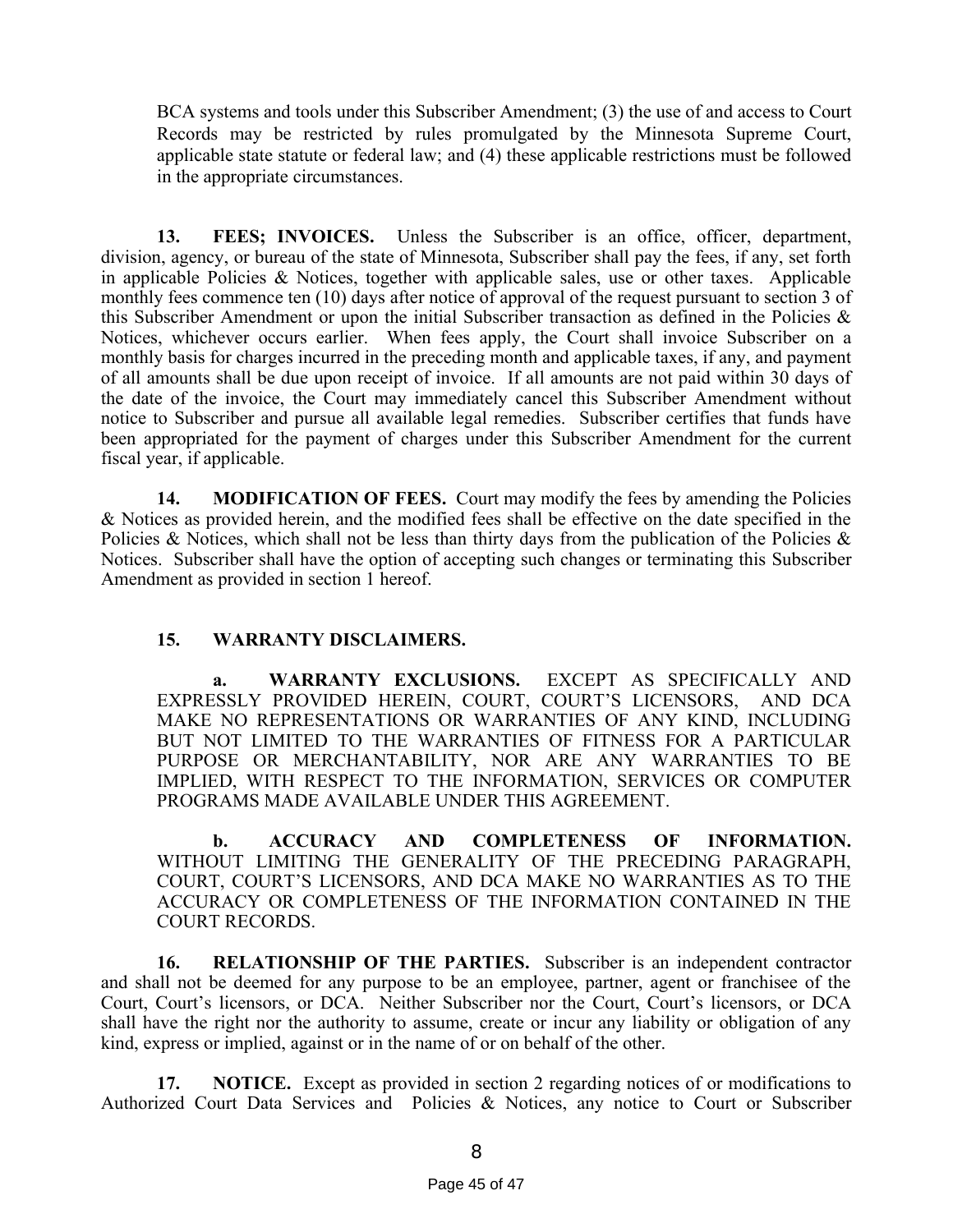BCA systems and tools under this Subscriber Amendment; (3) the use of and access to Court Records may be restricted by rules promulgated by the Minnesota Supreme Court, applicable state statute or federal law; and (4) these applicable restrictions must be followed in the appropriate circumstances.

**13. FEES; INVOICES.** Unless the Subscriber is an office, officer, department, division, agency, or bureau of the state of Minnesota, Subscriber shall pay the fees, if any, set forth in applicable Policies & Notices, together with applicable sales, use or other taxes. Applicable monthly fees commence ten (10) days after notice of approval of the request pursuant to section 3 of this Subscriber Amendment or upon the initial Subscriber transaction as defined in the Policies & Notices, whichever occurs earlier. When fees apply, the Court shall invoice Subscriber on a monthly basis for charges incurred in the preceding month and applicable taxes, if any, and payment of all amounts shall be due upon receipt of invoice. If all amounts are not paid within 30 days of the date of the invoice, the Court may immediately cancel this Subscriber Amendment without notice to Subscriber and pursue all available legal remedies. Subscriber certifies that funds have been appropriated for the payment of charges under this Subscriber Amendment for the current fiscal year, if applicable.

**14. MODIFICATION OF FEES.** Court may modify the fees by amending the Policies & Notices as provided herein, and the modified fees shall be effective on the date specified in the Policies & Notices, which shall not be less than thirty days from the publication of the Policies & Notices. Subscriber shall have the option of accepting such changes or terminating this Subscriber Amendment as provided in section 1 hereof.

**15. WARRANTY DISCLAIMERS.**

**a. WARRANTY EXCLUSIONS.** EXCEPT AS SPECIFICALLY AND EXPRESSLY PROVIDED HEREIN, COURT, COURT'S LICENSORS, AND DCA MAKE NO REPRESENTATIONS OR WARRANTIES OF ANY KIND, INCLUDING BUT NOT LIMITED TO THE WARRANTIES OF FITNESS FOR A PARTICULAR PURPOSE OR MERCHANTABILITY, NOR ARE ANY WARRANTIES TO BE IMPLIED, WITH RESPECT TO THE INFORMATION, SERVICES OR COMPUTER PROGRAMS MADE AVAILABLE UNDER THIS AGREEMENT.

**b. ACCURACY AND COMPLETENESS OF INFORMATION.** WITHOUT LIMITING THE GENERALITY OF THE PRECEDING PARAGRAPH, COURT, COURT'S LICENSORS, AND DCA MAKE NO WARRANTIES AS TO THE ACCURACY OR COMPLETENESS OF THE INFORMATION CONTAINED IN THE COURT RECORDS.

**16. RELATIONSHIP OF THE PARTIES.** Subscriber is an independent contractor and shall not be deemed for any purpose to be an employee, partner, agent or franchisee of the Court, Court's licensors, or DCA. Neither Subscriber nor the Court, Court's licensors, or DCA shall have the right nor the authority to assume, create or incur any liability or obligation of any kind, express or implied, against or in the name of or on behalf of the other.

**17. NOTICE.** Except as provided in section 2 regarding notices of or modifications to Authorized Court Data Services and Policies & Notices, any notice to Court or Subscriber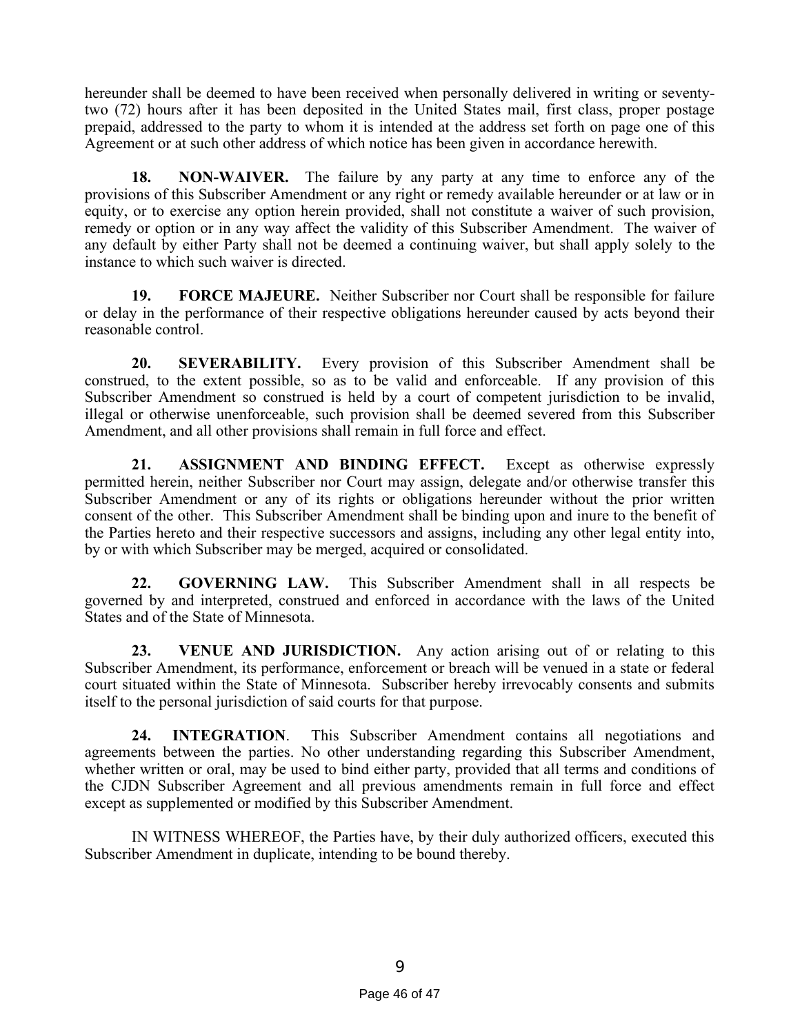hereunder shall be deemed to have been received when personally delivered in writing or seventy-two (72) hours after it has been deposited in the United States mail, first class, proper postage prepaid, addressed to the party to whom it is intended at the address set forth on page one of this Agreement or at such other address of which notice has been given in accordance herewith.

**18. NON-WAIVER.** The failure by any party at any time to enforce any of the provisions of this Subscriber Amendment or any right or remedy available hereunder or at law or in equity, or to exercise any option herein provided, shall not constitute a waiver of such provision, remedy or option or in any way affect the validity of this Subscriber Amendment. The waiver of any default by either Party shall not be deemed a continuing waiver, but shall apply solely to the instance to which such waiver is directed.

**19. FORCE MAJEURE.** Neither Subscriber nor Court shall be responsible for failure or delay in the performance of their respective obligations hereunder caused by acts beyond their reasonable control.

**20. SEVERABILITY.** Every provision of this Subscriber Amendment shall be construed, to the extent possible, so as to be valid and enforceable. If any provision of this Subscriber Amendment so construed is held by a court of competent jurisdiction to be invalid, illegal or otherwise unenforceable, such provision shall be deemed severed from this Subscriber Amendment, and all other provisions shall remain in full force and effect.

**21. ASSIGNMENT AND BINDING EFFECT.** Except as otherwise expressly permitted herein, neither Subscriber nor Court may assign, delegate and/or otherwise transfer this Subscriber Amendment or any of its rights or obligations hereunder without the prior written consent of the other. This Subscriber Amendment shall be binding upon and inure to the benefit of the Parties hereto and their respective successors and assigns, including any other legal entity into, by or with which Subscriber may be merged, acquired or consolidated.

**22. GOVERNING LAW.** This Subscriber Amendment shall in all respects be governed by and interpreted, construed and enforced in accordance with the laws of the United States and of the State of Minnesota.

**23. VENUE AND JURISDICTION.** Any action arising out of or relating to this Subscriber Amendment, its performance, enforcement or breach will be venued in a state or federal court situated within the State of Minnesota. Subscriber hereby irrevocably consents and submits itself to the personal jurisdiction of said courts for that purpose.

**24. INTEGRATION**. This Subscriber Amendment contains all negotiations and agreements between the parties. No other understanding regarding this Subscriber Amendment, whether written or oral, may be used to bind either party, provided that all terms and conditions of the CJDN Subscriber Agreement and all previous amendments remain in full force and effect except as supplemented or modified by this Subscriber Amendment.

IN WITNESS WHEREOF, the Parties have, by their duly authorized officers, executed this Subscriber Amendment in duplicate, intending to be bound thereby.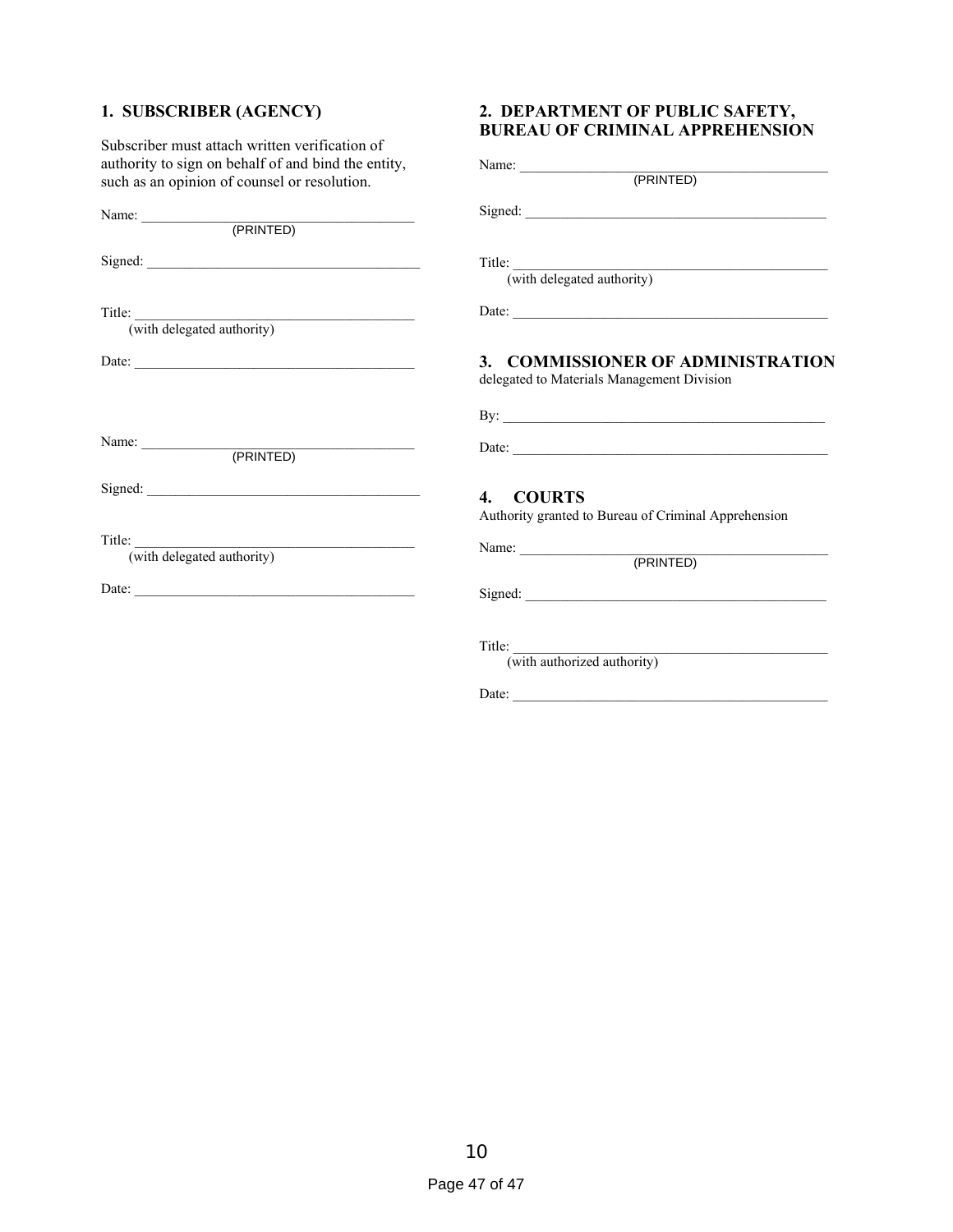## 1. SUBSCRIBER (AGENCY)

Subscriber must attach written verification of authority to sign on behalf of and bind the entity, such as an opinion of counsel or resolution.

Name: ________________________________________
(PRINTED)

Signed: ________________________________________

Title: ________________________________________
(with delegated authority)

Date: ________________________________________

Name: ________________________________________
(PRINTED)

Signed: ________________________________________

Title: ________________________________________
(with delegated authority)

Date: ________________________________________

## 2. DEPARTMENT OF PUBLIC SAFETY, BUREAU OF CRIMINAL APPREHENSION

Name: ________________________________________
(PRINTED)

Signed: ________________________________________

Title: ________________________________________
(with delegated authority)

Date: ________________________________________

## 3. COMMISSIONER OF ADMINISTRATION

delegated to Materials Management Division

By: ________________________________________

Date: ________________________________________

## 4. COURTS

Authority granted to Bureau of Criminal Apprehension

Name: ________________________________________
(PRINTED)

Signed: ________________________________________

Title: ________________________________________
(with authorized authority)

Date: ________________________________________